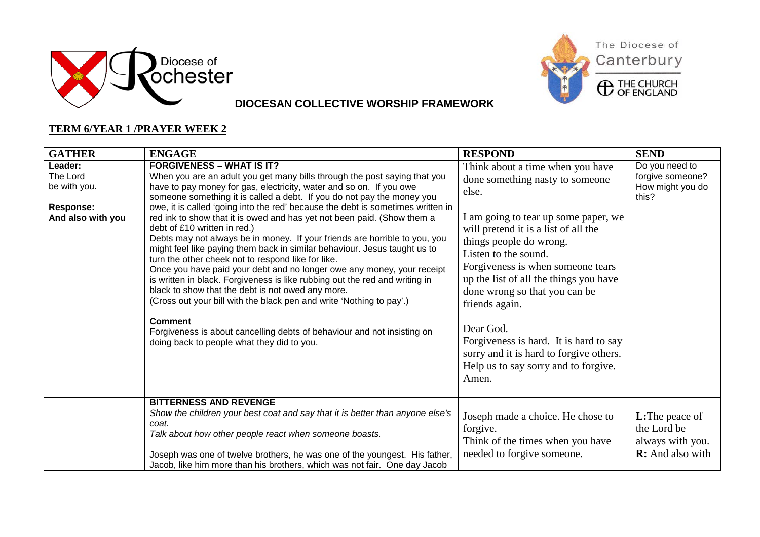Diocese of Rochester

The Diocese of Canterbury

THE CHURCH OF ENGLAND

**DIOCESAN COLLECTIVE WORSHIP FRAMEWORK**

**TERM 6/YEAR 1 /PRAYER WEEK 2**

| GATHER | ENGAGE | RESPOND | SEND |
|---|---|---|---|
| **Leader:**<br>The Lord be with you**.**<br><br>**Response:**<br>**And also with you** | **FORGIVENESS – WHAT IS IT?**<br>When you are an adult you get many bills through the post saying that you have to pay money for gas, electricity, water and so on. If you owe someone something it is called a debt. If you do not pay the money you owe, it is called 'going into the red' because the debt is sometimes written in red ink to show that it is owed and has yet not been paid. (Show them a debt of £10 written in red.)<br>Debts may not always be in money. If your friends are horrible to you, you might feel like paying them back in similar behaviour. Jesus taught us to turn the other cheek not to respond like for like.<br>Once you have paid your debt and no longer owe any money, your receipt is written in black. Forgiveness is like rubbing out the red and writing in black to show that the debt is not owed any more.<br>(Cross out your bill with the black pen and write 'Nothing to pay'.)<br><br>**Comment**<br>Forgiveness is about cancelling debts of behaviour and not insisting on doing back to people what they did to you. | Think about a time when you have done something nasty to someone else.<br><br>I am going to tear up some paper, we will pretend it is a list of all the things people do wrong.<br>Listen to the sound.<br>Forgiveness is when someone tears up the list of all the things you have done wrong so that you can be friends again.<br><br>Dear God.<br>Forgiveness is hard. It is hard to say sorry and it is hard to forgive others. Help us to say sorry and to forgive.<br>Amen. | Do you need to forgive someone? How might you do this? |
| | **BITTERNESS AND REVENGE**<br>*Show the children your best coat and say that it is better than anyone else's coat.*<br>*Talk about how other people react when someone boasts.*<br><br>Joseph was one of twelve brothers, he was one of the youngest. His father, Jacob, like him more than his brothers, which was not fair. One day Jacob | Joseph made a choice. He chose to forgive.<br>Think of the times when you have needed to forgive someone. | **L:**The peace of the Lord be always with you.<br>**R:** And also with |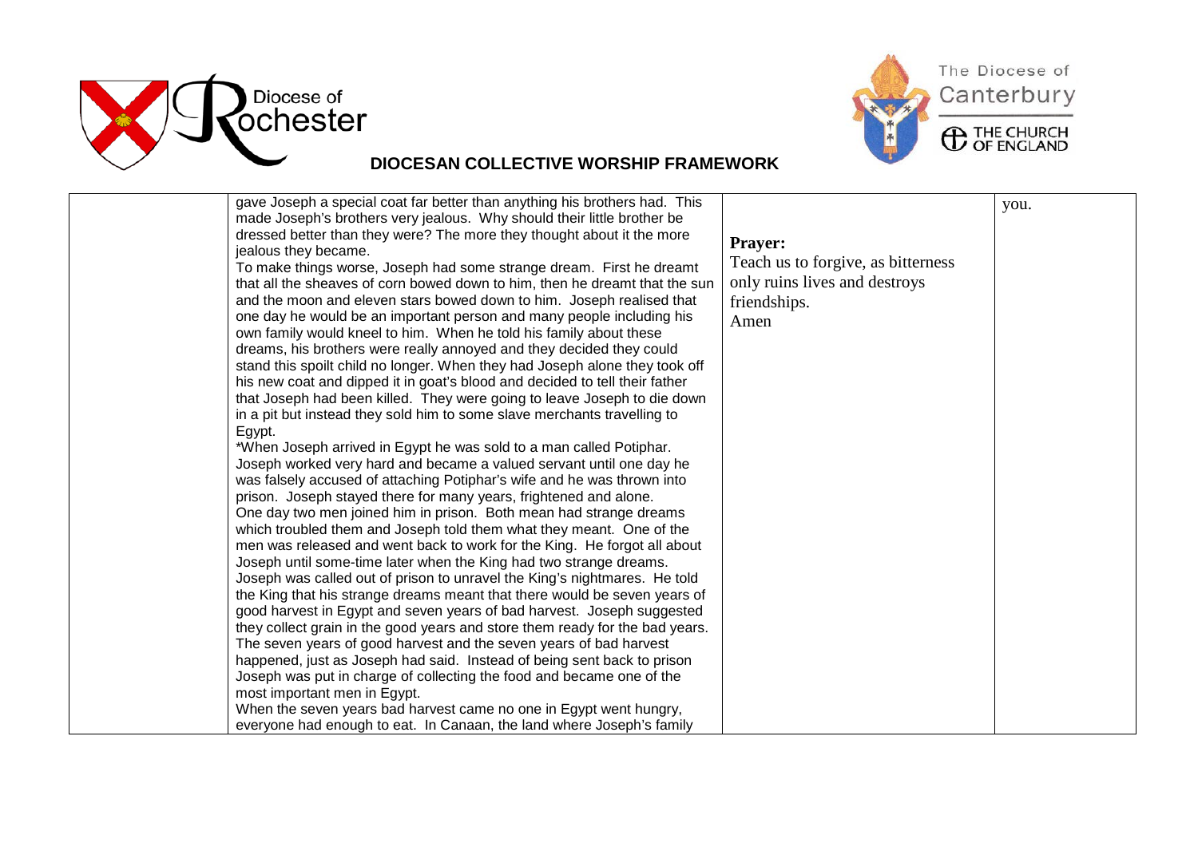| | | | |
|---|---|---|---|
| | gave Joseph a special coat far better than anything his brothers had. This made Joseph's brothers very jealous. Why should their little brother be dressed better than they were? The more they thought about it the more jealous they became.<br>To make things worse, Joseph had some strange dream. First he dreamt that all the sheaves of corn bowed down to him, then he dreamt that the sun and the moon and eleven stars bowed down to him. Joseph realised that one day he would be an important person and many people including his own family would kneel to him. When he told his family about these dreams, his brothers were really annoyed and they decided they could stand this spoilt child no longer. When they had Joseph alone they took off his new coat and dipped it in goat's blood and decided to tell their father that Joseph had been killed. They were going to leave Joseph to die down in a pit but instead they sold him to some slave merchants travelling to Egypt.<br>*When Joseph arrived in Egypt he was sold to a man called Potiphar. Joseph worked very hard and became a valued servant until one day he was falsely accused of attaching Potiphar's wife and he was thrown into prison. Joseph stayed there for many years, frightened and alone.<br>One day two men joined him in prison. Both mean had strange dreams which troubled them and Joseph told them what they meant. One of the men was released and went back to work for the King. He forgot all about Joseph until some-time later when the King had two strange dreams.<br>Joseph was called out of prison to unravel the King's nightmares. He told the King that his strange dreams meant that there would be seven years of good harvest in Egypt and seven years of bad harvest. Joseph suggested they collect grain in the good years and store them ready for the bad years. The seven years of good harvest and the seven years of bad harvest happened, just as Joseph had said. Instead of being sent back to prison Joseph was put in charge of collecting the food and became one of the most important men in Egypt.<br>When the seven years bad harvest came no one in Egypt went hungry, everyone had enough to eat. In Canaan, the land where Joseph's family | **Prayer:**<br>Teach us to forgive, as bitterness only ruins lives and destroys friendships.<br>Amen | you. |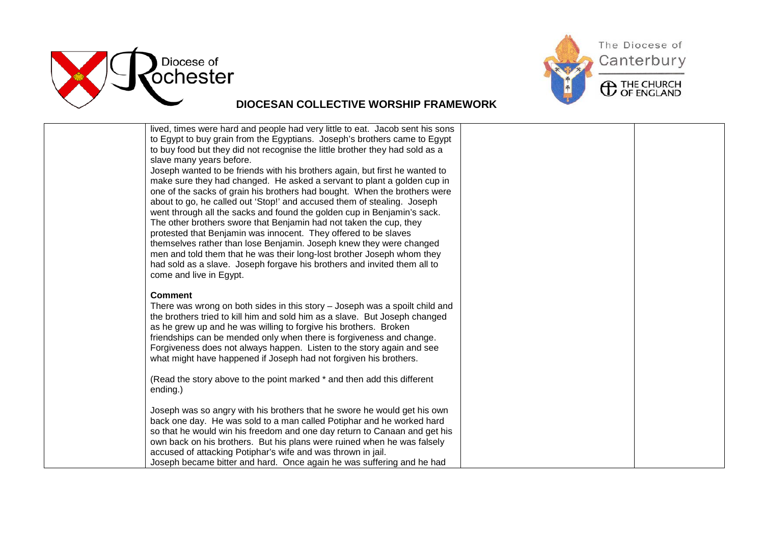| | | | |
|---|---|---|---|
| | lived, times were hard and people had very little to eat. Jacob sent his sons to Egypt to buy grain from the Egyptians. Joseph's brothers came to Egypt to buy food but they did not recognise the little brother they had sold as a slave many years before.<br>Joseph wanted to be friends with his brothers again, but first he wanted to make sure they had changed. He asked a servant to plant a golden cup in one of the sacks of grain his brothers had bought. When the brothers were about to go, he called out 'Stop!' and accused them of stealing. Joseph went through all the sacks and found the golden cup in Benjamin's sack. The other brothers swore that Benjamin had not taken the cup, they protested that Benjamin was innocent. They offered to be slaves themselves rather than lose Benjamin. Joseph knew they were changed men and told them that he was their long-lost brother Joseph whom they had sold as a slave. Joseph forgave his brothers and invited them all to come and live in Egypt.<br><br>**Comment**<br>There was wrong on both sides in this story – Joseph was a spoilt child and the brothers tried to kill him and sold him as a slave. But Joseph changed as he grew up and he was willing to forgive his brothers. Broken friendships can be mended only when there is forgiveness and change. Forgiveness does not always happen. Listen to the story again and see what might have happened if Joseph had not forgiven his brothers.<br><br>(Read the story above to the point marked * and then add this different ending.)<br><br>Joseph was so angry with his brothers that he swore he would get his own back one day. He was sold to a man called Potiphar and he worked hard so that he would win his freedom and one day return to Canaan and get his own back on his brothers. But his plans were ruined when he was falsely accused of attacking Potiphar's wife and was thrown in jail.<br>Joseph became bitter and hard. Once again he was suffering and he had | | |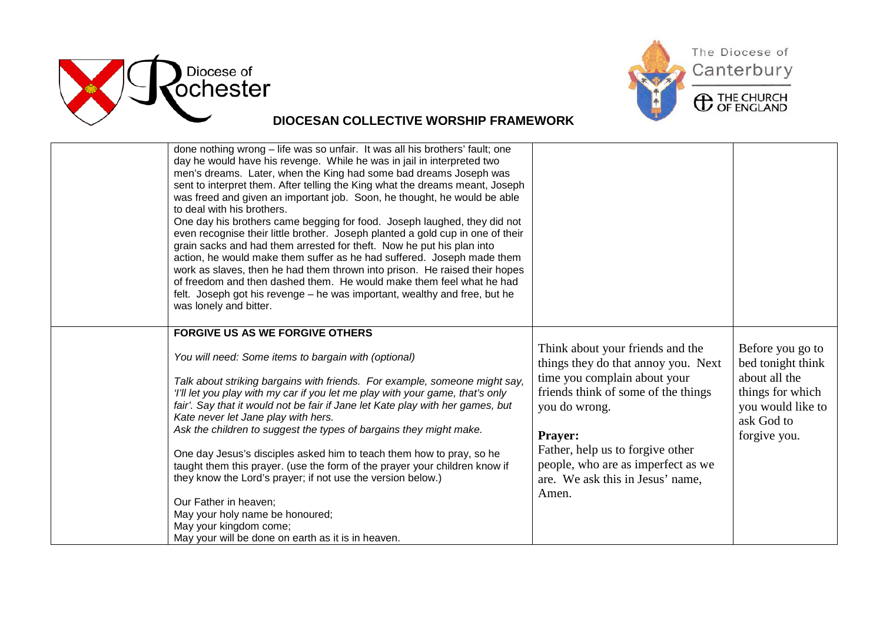**DIOCESAN COLLECTIVE WORSHIP FRAMEWORK**

| | | | |
|---|---|---|---|
| | done nothing wrong – life was so unfair. It was all his brothers' fault; one day he would have his revenge. While he was in jail in interpreted two men's dreams. Later, when the King had some bad dreams Joseph was sent to interpret them. After telling the King what the dreams meant, Joseph was freed and given an important job. Soon, he thought, he would be able to deal with his brothers.<br>One day his brothers came begging for food. Joseph laughed, they did not even recognise their little brother. Joseph planted a gold cup in one of their grain sacks and had them arrested for theft. Now he put his plan into action, he would make them suffer as he had suffered. Joseph made them work as slaves, then he had them thrown into prison. He raised their hopes of freedom and then dashed them. He would make them feel what he had felt. Joseph got his revenge – he was important, wealthy and free, but he was lonely and bitter. | | |
| | **FORGIVE US AS WE FORGIVE OTHERS**<br><br>*You will need: Some items to bargain with (optional)*<br><br>*Talk about striking bargains with friends. For example, someone might say, 'I'll let you play with my car if you let me play with your game, that's only fair'. Say that it would not be fair if Jane let Kate play with her games, but Kate never let Jane play with hers.*<br>*Ask the children to suggest the types of bargains they might make.*<br><br>One day Jesus's disciples asked him to teach them how to pray, so he taught them this prayer. (use the form of the prayer your children know if they know the Lord's prayer; if not use the version below.)<br><br>Our Father in heaven;<br>May your holy name be honoured;<br>May your kingdom come;<br>May your will be done on earth as it is in heaven. | Think about your friends and the things they do that annoy you. Next time you complain about your friends think of some of the things you do wrong.<br><br>**Prayer:**<br>Father, help us to forgive other people, who are as imperfect as we are. We ask this in Jesus' name, Amen. | Before you go to bed tonight think about all the things for which you would like to ask God to forgive you. |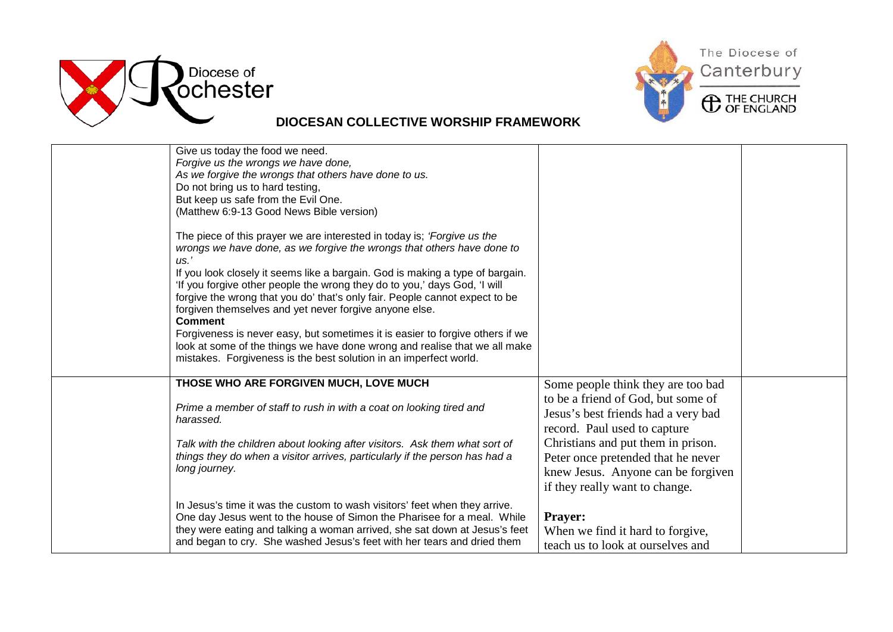| | | | |
|---|---|---|---|
| | Give us today the food we need.<br>*Forgive us the wrongs we have done,*<br>*As we forgive the wrongs that others have done to us.*<br>Do not bring us to hard testing,<br>But keep us safe from the Evil One.<br>(Matthew 6:9-13 Good News Bible version)<br><br>The piece of this prayer we are interested in today is; *'Forgive us the wrongs we have done, as we forgive the wrongs that others have done to us.'*<br>If you look closely it seems like a bargain. God is making a type of bargain. 'If you forgive other people the wrong they do to you,' days God, 'I will forgive the wrong that you do' that's only fair. People cannot expect to be forgiven themselves and yet never forgive anyone else.<br>**Comment**<br>Forgiveness is never easy, but sometimes it is easier to forgive others if we look at some of the things we have done wrong and realise that we all make mistakes. Forgiveness is the best solution in an imperfect world. | | |
| | **THOSE WHO ARE FORGIVEN MUCH, LOVE MUCH**<br><br>*Prime a member of staff to rush in with a coat on looking tired and harassed.*<br><br>*Talk with the children about looking after visitors. Ask them what sort of things they do when a visitor arrives, particularly if the person has had a long journey.*<br><br>In Jesus's time it was the custom to wash visitors' feet when they arrive. One day Jesus went to the house of Simon the Pharisee for a meal. While they were eating and talking a woman arrived, she sat down at Jesus's feet and began to cry. She washed Jesus's feet with her tears and dried them | Some people think they are too bad to be a friend of God, but some of Jesus's best friends had a very bad record. Paul used to capture Christians and put them in prison. Peter once pretended that he never knew Jesus. Anyone can be forgiven if they really want to change.<br><br>**Prayer:**<br>When we find it hard to forgive, teach us to look at ourselves and | |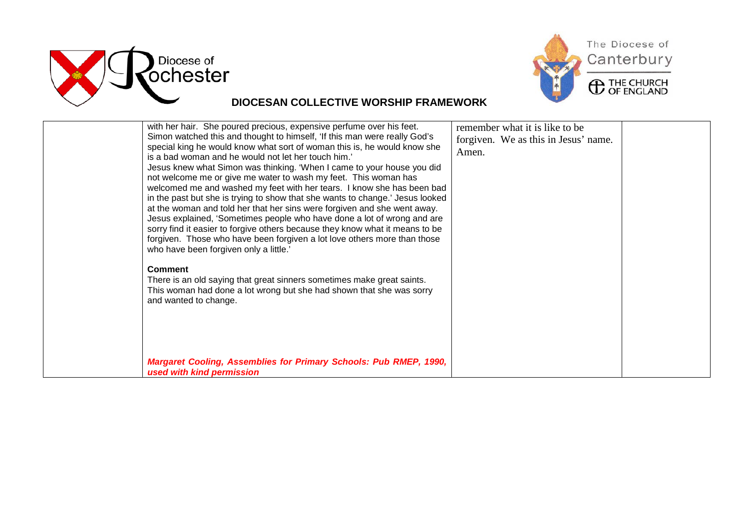## DIOCESAN COLLECTIVE WORSHIP FRAMEWORK

| | | | |
|---|---|---|---|
| | with her hair. She poured precious, expensive perfume over his feet. Simon watched this and thought to himself, 'If this man were really God's special king he would know what sort of woman this is, he would know she is a bad woman and he would not let her touch him.'<br>Jesus knew what Simon was thinking. 'When I came to your house you did not welcome me or give me water to wash my feet. This woman has welcomed me and washed my feet with her tears. I know she has been bad in the past but she is trying to show that she wants to change.' Jesus looked at the woman and told her that her sins were forgiven and she went away. Jesus explained, 'Sometimes people who have done a lot of wrong and are sorry find it easier to forgive others because they know what it means to be forgiven. Those who have been forgiven a lot love others more than those who have been forgiven only a little.'<br><br>**Comment**<br>There is an old saying that great sinners sometimes make great saints. This woman had done a lot wrong but she had shown that she was sorry and wanted to change.<br><br>***Margaret Cooling, Assemblies for Primary Schools: Pub RMEP, 1990, used with kind permission*** | remember what it is like to be forgiven. We as this in Jesus' name. Amen. | |